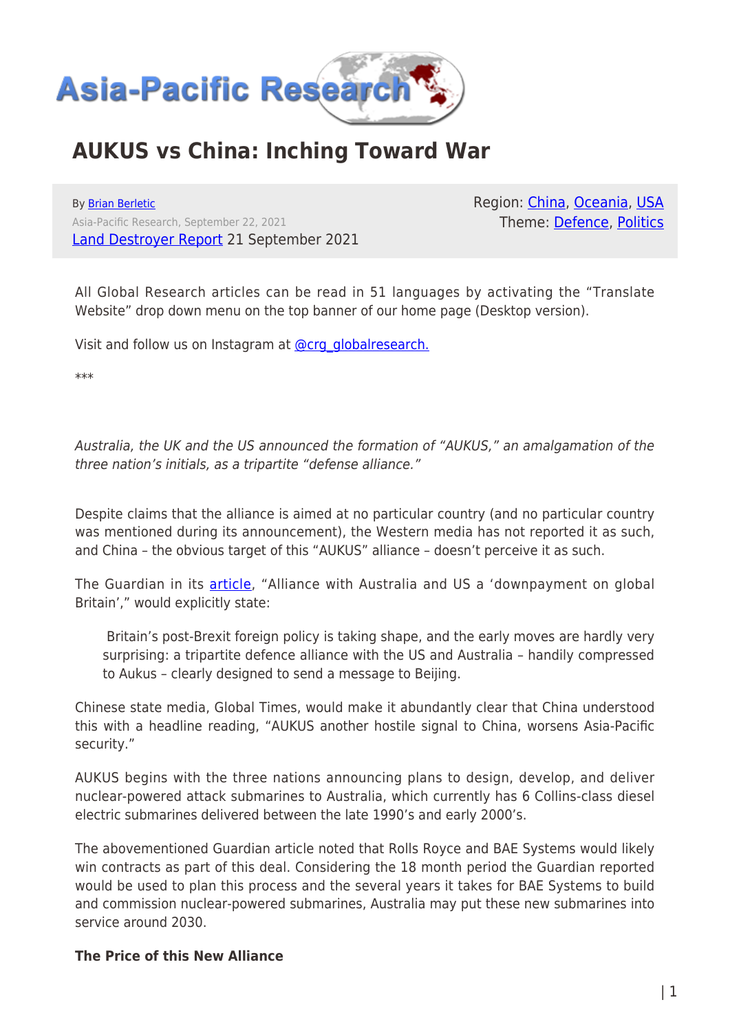# AUKUS vs China: Inching Toward War

By Brian Berletic
Asia-Pacific Research, September 22, 2021
Land Destroyer Report 21 September 2021

Region: China, Oceania, USA
Theme: Defence, Politics

All Global Research articles can be read in 51 languages by activating the "Translate Website" drop down menu on the top banner of our home page (Desktop version).

Visit and follow us on Instagram at @crg_globalresearch.

***

*Australia, the UK and the US announced the formation of "AUKUS," an amalgamation of the three nation's initials, as a tripartite "defense alliance."*

Despite claims that the alliance is aimed at no particular country (and no particular country was mentioned during its announcement), the Western media has not reported it as such, and China – the obvious target of this "AUKUS" alliance – doesn't perceive it as such.

The Guardian in its article, "Alliance with Australia and US a 'downpayment on global Britain'," would explicitly state:

> Britain's post-Brexit foreign policy is taking shape, and the early moves are hardly very surprising: a tripartite defence alliance with the US and Australia – handily compressed to Aukus – clearly designed to send a message to Beijing.

Chinese state media, Global Times, would make it abundantly clear that China understood this with a headline reading, "AUKUS another hostile signal to China, worsens Asia-Pacific security."

AUKUS begins with the three nations announcing plans to design, develop, and deliver nuclear-powered attack submarines to Australia, which currently has 6 Collins-class diesel electric submarines delivered between the late 1990's and early 2000's.

The abovementioned Guardian article noted that Rolls Royce and BAE Systems would likely win contracts as part of this deal. Considering the 18 month period the Guardian reported would be used to plan this process and the several years it takes for BAE Systems to build and commission nuclear-powered submarines, Australia may put these new submarines into service around 2030.

**The Price of this New Alliance**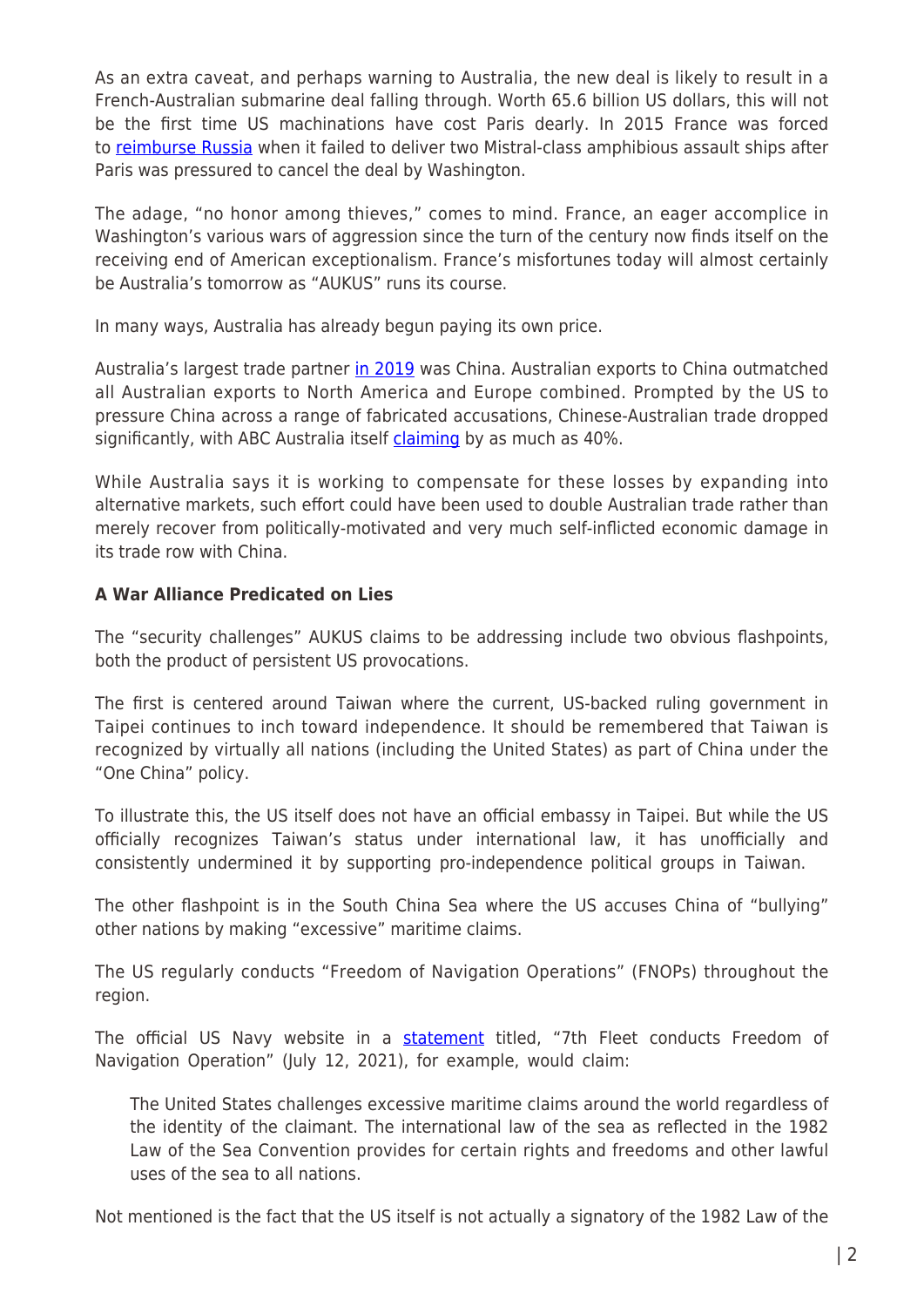As an extra caveat, and perhaps warning to Australia, the new deal is likely to result in a French-Australian submarine deal falling through. Worth 65.6 billion US dollars, this will not be the first time US machinations have cost Paris dearly. In 2015 France was forced to reimburse Russia when it failed to deliver two Mistral-class amphibious assault ships after Paris was pressured to cancel the deal by Washington.

The adage, "no honor among thieves," comes to mind. France, an eager accomplice in Washington's various wars of aggression since the turn of the century now finds itself on the receiving end of American exceptionalism. France's misfortunes today will almost certainly be Australia's tomorrow as "AUKUS" runs its course.

In many ways, Australia has already begun paying its own price.

Australia's largest trade partner in 2019 was China. Australian exports to China outmatched all Australian exports to North America and Europe combined. Prompted by the US to pressure China across a range of fabricated accusations, Chinese-Australian trade dropped significantly, with ABC Australia itself claiming by as much as 40%.

While Australia says it is working to compensate for these losses by expanding into alternative markets, such effort could have been used to double Australian trade rather than merely recover from politically-motivated and very much self-inflicted economic damage in its trade row with China.

**A War Alliance Predicated on Lies**

The "security challenges" AUKUS claims to be addressing include two obvious flashpoints, both the product of persistent US provocations.

The first is centered around Taiwan where the current, US-backed ruling government in Taipei continues to inch toward independence. It should be remembered that Taiwan is recognized by virtually all nations (including the United States) as part of China under the "One China" policy.

To illustrate this, the US itself does not have an official embassy in Taipei. But while the US officially recognizes Taiwan's status under international law, it has unofficially and consistently undermined it by supporting pro-independence political groups in Taiwan.

The other flashpoint is in the South China Sea where the US accuses China of "bullying" other nations by making "excessive" maritime claims.

The US regularly conducts "Freedom of Navigation Operations" (FNOPs) throughout the region.

The official US Navy website in a statement titled, "7th Fleet conducts Freedom of Navigation Operation" (July 12, 2021), for example, would claim:

> The United States challenges excessive maritime claims around the world regardless of the identity of the claimant. The international law of the sea as reflected in the 1982 Law of the Sea Convention provides for certain rights and freedoms and other lawful uses of the sea to all nations.

Not mentioned is the fact that the US itself is not actually a signatory of the 1982 Law of the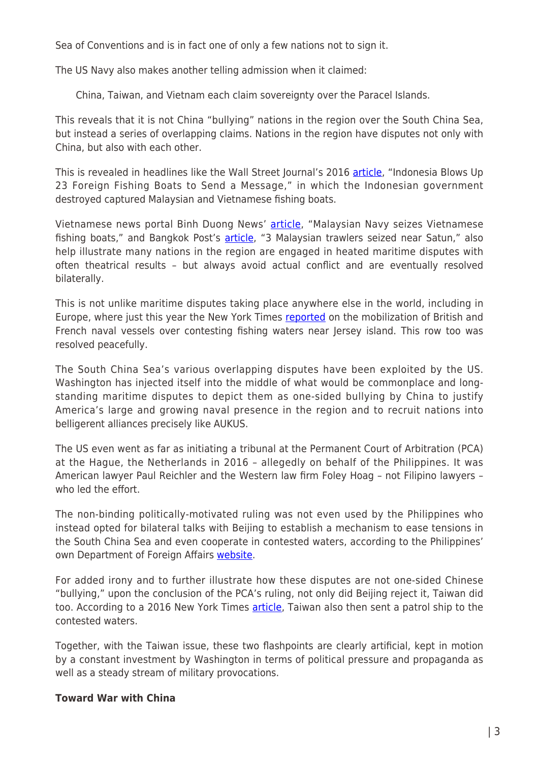Sea of Conventions and is in fact one of only a few nations not to sign it.

The US Navy also makes another telling admission when it claimed:

> China, Taiwan, and Vietnam each claim sovereignty over the Paracel Islands.

This reveals that it is not China "bullying" nations in the region over the South China Sea, but instead a series of overlapping claims. Nations in the region have disputes not only with China, but also with each other.

This is revealed in headlines like the Wall Street Journal's 2016 article, "Indonesia Blows Up 23 Foreign Fishing Boats to Send a Message," in which the Indonesian government destroyed captured Malaysian and Vietnamese fishing boats.

Vietnamese news portal Binh Duong News' article, "Malaysian Navy seizes Vietnamese fishing boats," and Bangkok Post's article, "3 Malaysian trawlers seized near Satun," also help illustrate many nations in the region are engaged in heated maritime disputes with often theatrical results – but always avoid actual conflict and are eventually resolved bilaterally.

This is not unlike maritime disputes taking place anywhere else in the world, including in Europe, where just this year the New York Times reported on the mobilization of British and French naval vessels over contesting fishing waters near Jersey island. This row too was resolved peacefully.

The South China Sea's various overlapping disputes have been exploited by the US. Washington has injected itself into the middle of what would be commonplace and long-standing maritime disputes to depict them as one-sided bullying by China to justify America's large and growing naval presence in the region and to recruit nations into belligerent alliances precisely like AUKUS.

The US even went as far as initiating a tribunal at the Permanent Court of Arbitration (PCA) at the Hague, the Netherlands in 2016 – allegedly on behalf of the Philippines. It was American lawyer Paul Reichler and the Western law firm Foley Hoag – not Filipino lawyers – who led the effort.

The non-binding politically-motivated ruling was not even used by the Philippines who instead opted for bilateral talks with Beijing to establish a mechanism to ease tensions in the South China Sea and even cooperate in contested waters, according to the Philippines' own Department of Foreign Affairs website.

For added irony and to further illustrate how these disputes are not one-sided Chinese "bullying," upon the conclusion of the PCA's ruling, not only did Beijing reject it, Taiwan did too. According to a 2016 New York Times article, Taiwan also then sent a patrol ship to the contested waters.

Together, with the Taiwan issue, these two flashpoints are clearly artificial, kept in motion by a constant investment by Washington in terms of political pressure and propaganda as well as a steady stream of military provocations.

**Toward War with China**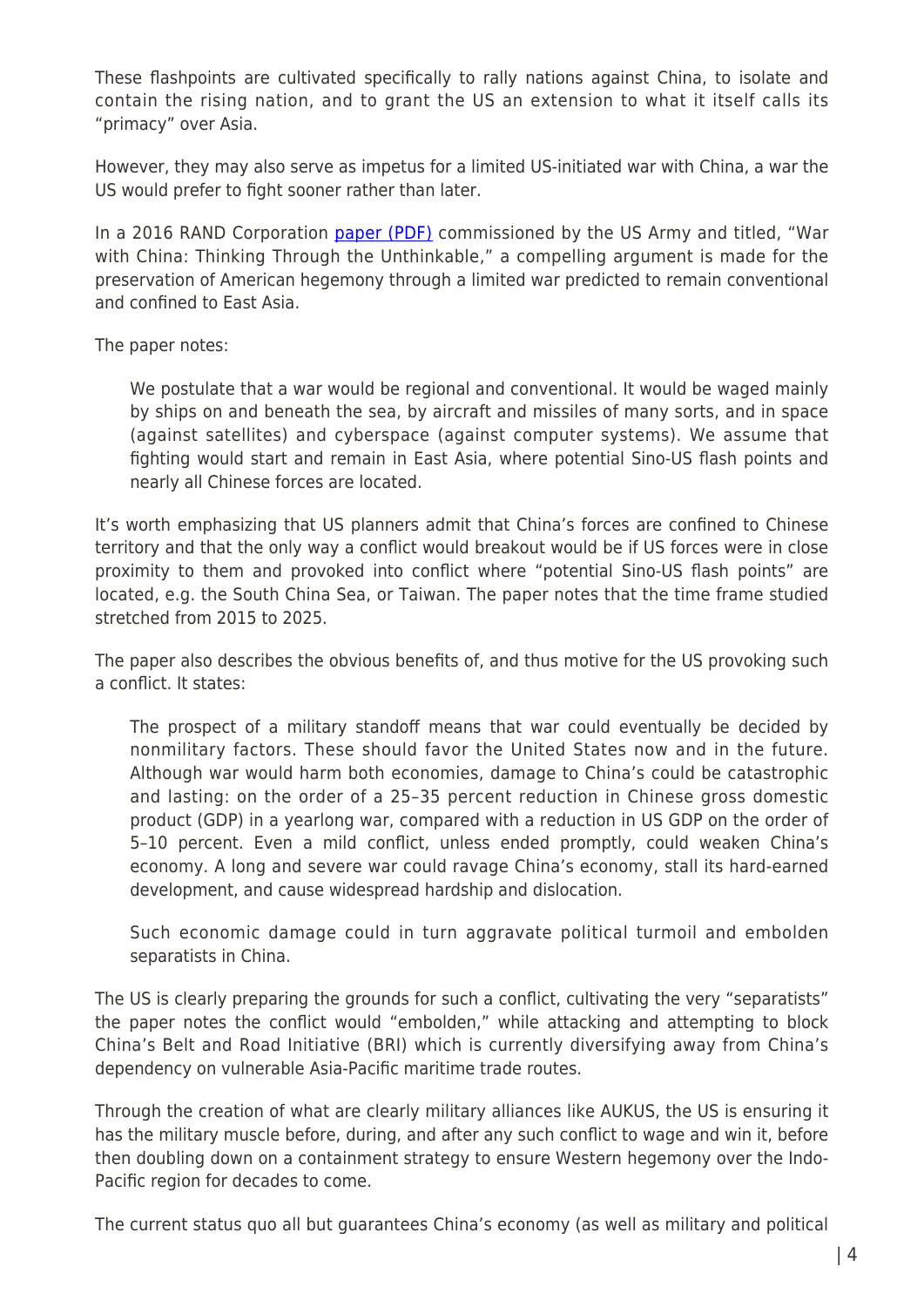These flashpoints are cultivated specifically to rally nations against China, to isolate and contain the rising nation, and to grant the US an extension to what it itself calls its "primacy" over Asia.

However, they may also serve as impetus for a limited US-initiated war with China, a war the US would prefer to fight sooner rather than later.

In a 2016 RAND Corporation [paper (PDF)]() commissioned by the US Army and titled, "War with China: Thinking Through the Unthinkable," a compelling argument is made for the preservation of American hegemony through a limited war predicted to remain conventional and confined to East Asia.

The paper notes:

> We postulate that a war would be regional and conventional. It would be waged mainly by ships on and beneath the sea, by aircraft and missiles of many sorts, and in space (against satellites) and cyberspace (against computer systems). We assume that fighting would start and remain in East Asia, where potential Sino-US flash points and nearly all Chinese forces are located.

It's worth emphasizing that US planners admit that China's forces are confined to Chinese territory and that the only way a conflict would breakout would be if US forces were in close proximity to them and provoked into conflict where "potential Sino-US flash points" are located, e.g. the South China Sea, or Taiwan. The paper notes that the time frame studied stretched from 2015 to 2025.

The paper also describes the obvious benefits of, and thus motive for the US provoking such a conflict. It states:

> The prospect of a military standoff means that war could eventually be decided by nonmilitary factors. These should favor the United States now and in the future. Although war would harm both economies, damage to China's could be catastrophic and lasting: on the order of a 25–35 percent reduction in Chinese gross domestic product (GDP) in a yearlong war, compared with a reduction in US GDP on the order of 5–10 percent. Even a mild conflict, unless ended promptly, could weaken China's economy. A long and severe war could ravage China's economy, stall its hard-earned development, and cause widespread hardship and dislocation.
>
> Such economic damage could in turn aggravate political turmoil and embolden separatists in China.

The US is clearly preparing the grounds for such a conflict, cultivating the very "separatists" the paper notes the conflict would "embolden," while attacking and attempting to block China's Belt and Road Initiative (BRI) which is currently diversifying away from China's dependency on vulnerable Asia-Pacific maritime trade routes.

Through the creation of what are clearly military alliances like AUKUS, the US is ensuring it has the military muscle before, during, and after any such conflict to wage and win it, before then doubling down on a containment strategy to ensure Western hegemony over the Indo-Pacific region for decades to come.

The current status quo all but guarantees China's economy (as well as military and political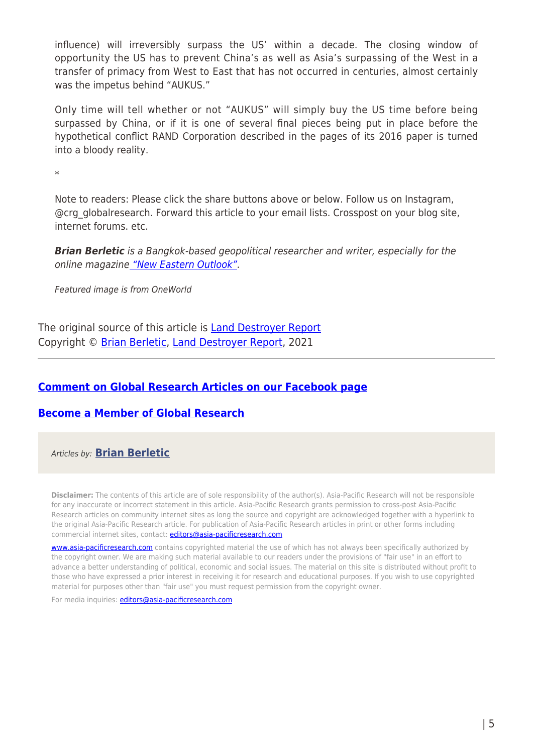influence) will irreversibly surpass the US' within a decade. The closing window of opportunity the US has to prevent China's as well as Asia's surpassing of the West in a transfer of primacy from West to East that has not occurred in centuries, almost certainly was the impetus behind "AUKUS."

Only time will tell whether or not "AUKUS" will simply buy the US time before being surpassed by China, or if it is one of several final pieces being put in place before the hypothetical conflict RAND Corporation described in the pages of its 2016 paper is turned into a bloody reality.

*

Note to readers: Please click the share buttons above or below. Follow us on Instagram, @crg_globalresearch. Forward this article to your email lists. Crosspost on your blog site, internet forums. etc.

***Brian Berletic*** *is a Bangkok-based geopolitical researcher and writer, especially for the online magazine "New Eastern Outlook".*

*Featured image is from OneWorld*

The original source of this article is Land Destroyer Report
Copyright © Brian Berletic, Land Destroyer Report, 2021

---

**Comment on Global Research Articles on our Facebook page**

**Become a Member of Global Research**

*Articles by:* **Brian Berletic**

**Disclaimer:** The contents of this article are of sole responsibility of the author(s). Asia-Pacific Research will not be responsible for any inaccurate or incorrect statement in this article. Asia-Pacific Research grants permission to cross-post Asia-Pacific Research articles on community internet sites as long the source and copyright are acknowledged together with a hyperlink to the original Asia-Pacific Research article. For publication of Asia-Pacific Research articles in print or other forms including commercial internet sites, contact: editors@asia-pacificresearch.com

www.asia-pacificresearch.com contains copyrighted material the use of which has not always been specifically authorized by the copyright owner. We are making such material available to our readers under the provisions of "fair use" in an effort to advance a better understanding of political, economic and social issues. The material on this site is distributed without profit to those who have expressed a prior interest in receiving it for research and educational purposes. If you wish to use copyrighted material for purposes other than "fair use" you must request permission from the copyright owner.

For media inquiries: editors@asia-pacificresearch.com